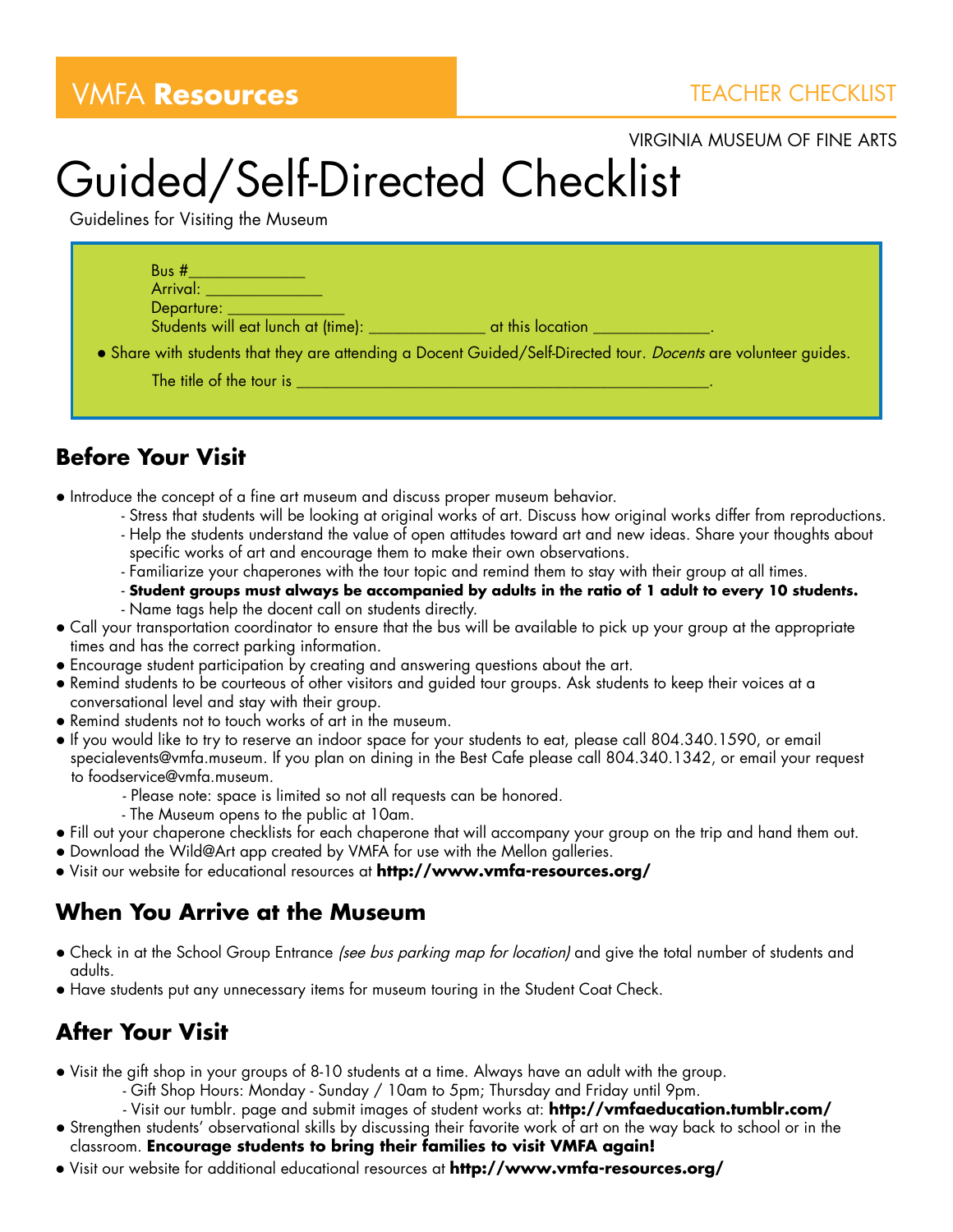VMFA **Resources**

TEACHER CHECKLIST

VIRGINIA MUSEUM OF FINE ARTS

# Guided/Self-Directed Checklist

Guidelines for Visiting the Museum

Bus #______________
Arrival: ______________
Departure: ______________
Students will eat lunch at (time): ______________ at this location ______________.

- Share with students that they are attending a Docent Guided/Self-Directed tour. *Docents* are volunteer guides.

The title of the tour is __________________________________________________.

## Before Your Visit

- Introduce the concept of a fine art museum and discuss proper museum behavior.
  - Stress that students will be looking at original works of art. Discuss how original works differ from reproductions.
  - Help the students understand the value of open attitudes toward art and new ideas. Share your thoughts about specific works of art and encourage them to make their own observations.
  - Familiarize your chaperones with the tour topic and remind them to stay with their group at all times.
  - **Student groups must always be accompanied by adults in the ratio of 1 adult to every 10 students.**
  - Name tags help the docent call on students directly.
- Call your transportation coordinator to ensure that the bus will be available to pick up your group at the appropriate times and has the correct parking information.
- Encourage student participation by creating and answering questions about the art.
- Remind students to be courteous of other visitors and guided tour groups. Ask students to keep their voices at a conversational level and stay with their group.
- Remind students not to touch works of art in the museum.
- If you would like to try to reserve an indoor space for your students to eat, please call 804.340.1590, or email specialevents@vmfa.museum. If you plan on dining in the Best Cafe please call 804.340.1342, or email your request to foodservice@vmfa.museum.
  - Please note: space is limited so not all requests can be honored.
  - The Museum opens to the public at 10am.
- Fill out your chaperone checklists for each chaperone that will accompany your group on the trip and hand them out.
- Download the Wild@Art app created by VMFA for use with the Mellon galleries.
- Visit our website for educational resources at **http://www.vmfa-resources.org/**

## When You Arrive at the Museum

- Check in at the School Group Entrance *(see bus parking map for location)* and give the total number of students and adults.
- Have students put any unnecessary items for museum touring in the Student Coat Check.

## After Your Visit

- Visit the gift shop in your groups of 8-10 students at a time. Always have an adult with the group.
  - Gift Shop Hours: Monday - Sunday / 10am to 5pm; Thursday and Friday until 9pm.
  - Visit our tumblr. page and submit images of student works at: **http://vmfaeducation.tumblr.com/**
- Strengthen students' observational skills by discussing their favorite work of art on the way back to school or in the classroom. **Encourage students to bring their families to visit VMFA again!**
- Visit our website for additional educational resources at **http://www.vmfa-resources.org/**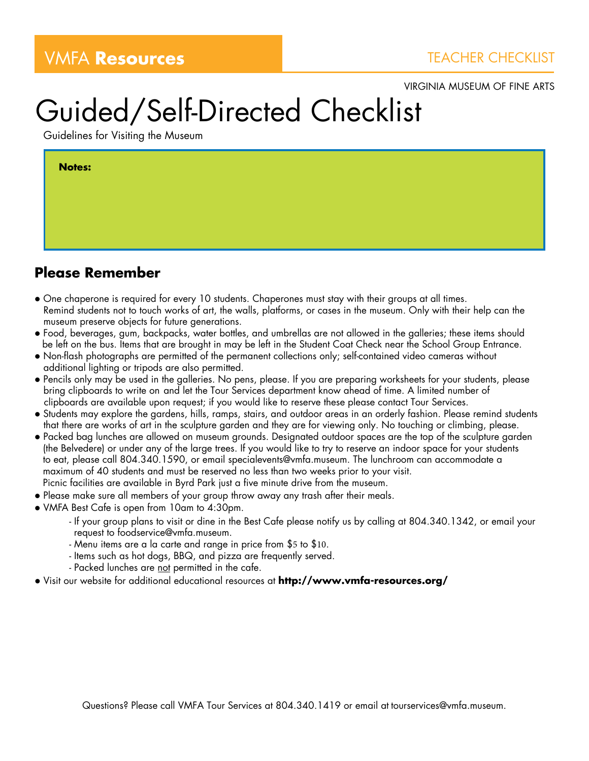VMFA **Resources**

TEACHER CHECKLIST

VIRGINIA MUSEUM OF FINE ARTS

# Guided/Self-Directed Checklist

Guidelines for Visiting the Museum

**Notes:**

## Please Remember

- One chaperone is required for every 10 students. Chaperones must stay with their groups at all times. Remind students not to touch works of art, the walls, platforms, or cases in the museum. Only with their help can the museum preserve objects for future generations.
- Food, beverages, gum, backpacks, water bottles, and umbrellas are not allowed in the galleries; these items should be left on the bus. Items that are brought in may be left in the Student Coat Check near the School Group Entrance.
- Non-flash photographs are permitted of the permanent collections only; self-contained video cameras without additional lighting or tripods are also permitted.
- Pencils only may be used in the galleries. No pens, please. If you are preparing worksheets for your students, please bring clipboards to write on and let the Tour Services department know ahead of time. A limited number of clipboards are available upon request; if you would like to reserve these please contact Tour Services.
- Students may explore the gardens, hills, ramps, stairs, and outdoor areas in an orderly fashion. Please remind students that there are works of art in the sculpture garden and they are for viewing only. No touching or climbing, please.
- Packed bag lunches are allowed on museum grounds. Designated outdoor spaces are the top of the sculpture garden (the Belvedere) or under any of the large trees. If you would like to try to reserve an indoor space for your students to eat, please call 804.340.1590, or email specialevents@vmfa.museum. The lunchroom can accommodate a maximum of 40 students and must be reserved no less than two weeks prior to your visit. Picnic facilities are available in Byrd Park just a five minute drive from the museum.
- Please make sure all members of your group throw away any trash after their meals.
- VMFA Best Cafe is open from 10am to 4:30pm.
  - If your group plans to visit or dine in the Best Cafe please notify us by calling at 804.340.1342, or email your request to foodservice@vmfa.museum.
  - Menu items are a la carte and range in price from $5 to $10.
  - Items such as hot dogs, BBQ, and pizza are frequently served.
  - Packed lunches are not permitted in the cafe.
- Visit our website for additional educational resources at **http://www.vmfa-resources.org/**

Questions? Please call VMFA Tour Services at 804.340.1419 or email at tourservices@vmfa.museum.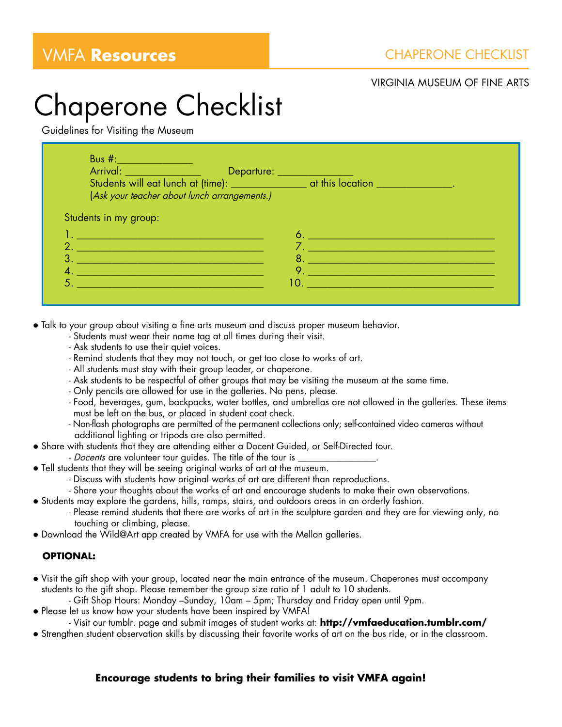VMFA **Resources**

CHAPERONE CHECKLIST

VIRGINIA MUSEUM OF FINE ARTS

# Chaperone Checklist

Guidelines for Visiting the Museum

Bus #:______________

Arrival: ______________ Departure: ______________

Students will eat lunch at (time): ______________ at this location ______________.

(*Ask your teacher about lunch arrangements.)*

Students in my group:

1. ___________________________________
2. ___________________________________
3. ___________________________________
4. ___________________________________
5. ___________________________________
6. ___________________________________
7. ___________________________________
8. ___________________________________
9. ___________________________________
10. ___________________________________

- Talk to your group about visiting a fine arts museum and discuss proper museum behavior.
  - Students must wear their name tag at all times during their visit.
  - Ask students to use their quiet voices.
  - Remind students that they may not touch, or get too close to works of art.
  - All students must stay with their group leader, or chaperone.
  - Ask students to be respectful of other groups that may be visiting the museum at the same time.
  - Only pencils are allowed for use in the galleries. No pens, please.
  - Food, beverages, gum, backpacks, water bottles, and umbrellas are not allowed in the galleries. These items must be left on the bus, or placed in student coat check.
  - Non-flash photographs are permitted of the permanent collections only; self-contained video cameras without additional lighting or tripods are also permitted.
- Share with students that they are attending either a Docent Guided, or Self-Directed tour.
  - *Docents* are volunteer tour guides. The title of the tour is ________________.
- Tell students that they will be seeing original works of art at the museum.
  - Discuss with students how original works of art are different than reproductions.
  - Share your thoughts about the works of art and encourage students to make their own observations.
- Students may explore the gardens, hills, ramps, stairs, and outdoors areas in an orderly fashion.
  - Please remind students that there are works of art in the sculpture garden and they are for viewing only, no touching or climbing, please.
- Download the Wild@Art app created by VMFA for use with the Mellon galleries.

**OPTIONAL:**

- Visit the gift shop with your group, located near the main entrance of the museum. Chaperones must accompany students to the gift shop. Please remember the group size ratio of 1 adult to 10 students.
  - Gift Shop Hours: Monday –Sunday, 10am – 5pm; Thursday and Friday open until 9pm.
- Please let us know how your students have been inspired by VMFA!
  - Visit our tumblr. page and submit images of student works at: **http://vmfaeducation.tumblr.com/**
- Strengthen student observation skills by discussing their favorite works of art on the bus ride, or in the classroom.

**Encourage students to bring their families to visit VMFA again!**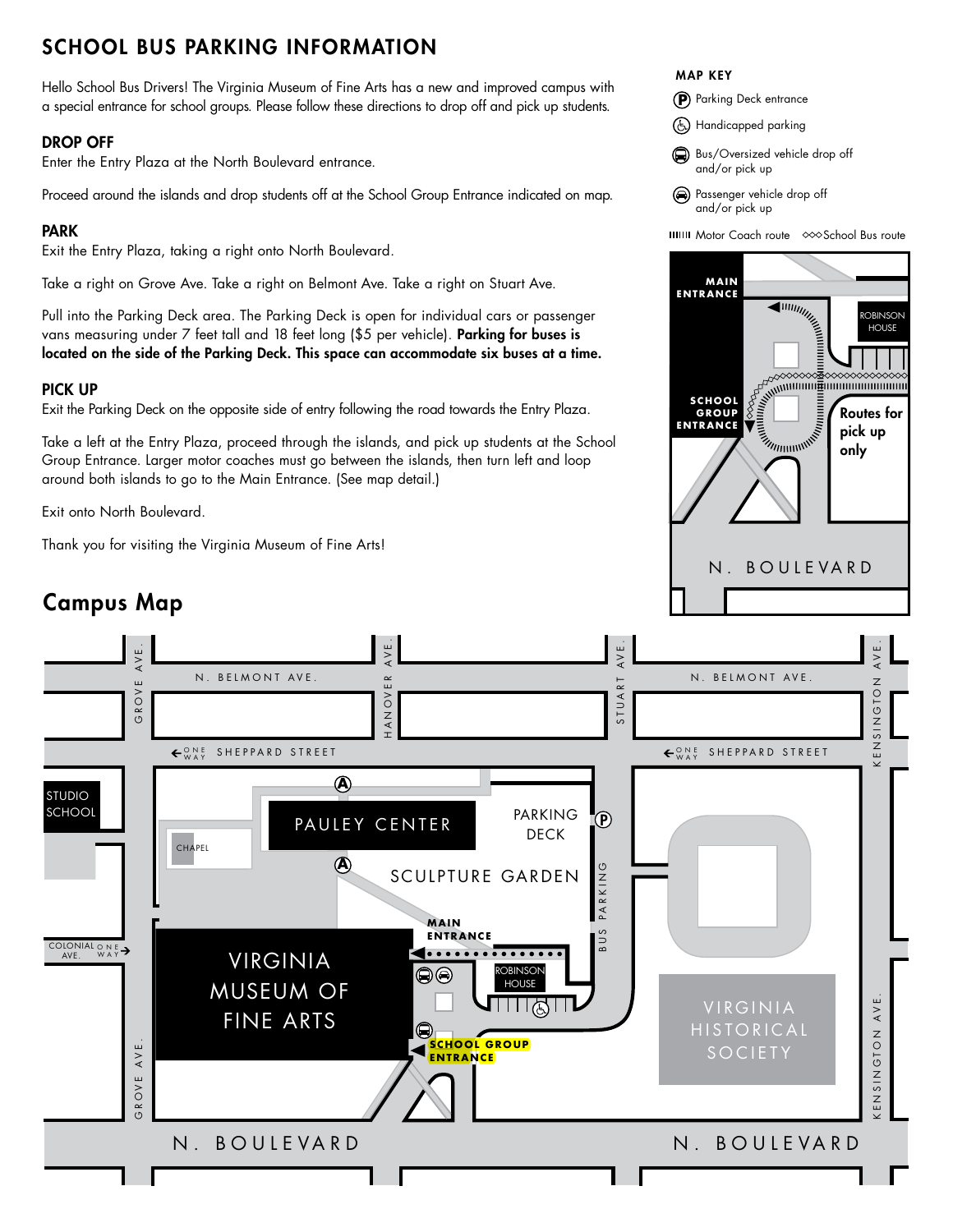# SCHOOL BUS PARKING INFORMATION

Hello School Bus Drivers! The Virginia Museum of Fine Arts has a new and improved campus with a special entrance for school groups. Please follow these directions to drop off and pick up students.

## DROP OFF

Enter the Entry Plaza at the North Boulevard entrance.

Proceed around the islands and drop students off at the School Group Entrance indicated on map.

## PARK

Exit the Entry Plaza, taking a right onto North Boulevard.

Take a right on Grove Ave. Take a right on Belmont Ave. Take a right on Stuart Ave.

Pull into the Parking Deck area. The Parking Deck is open for individual cars or passenger vans measuring under 7 feet tall and 18 feet long ($5 per vehicle). **Parking for buses is located on the side of the Parking Deck. This space can accommodate six buses at a time.**

## PICK UP

Exit the Parking Deck on the opposite side of entry following the road towards the Entry Plaza.

Take a left at the Entry Plaza, proceed through the islands, and pick up students at the School Group Entrance. Larger motor coaches must go between the islands, then turn left and loop around both islands to go to the Main Entrance. (See map detail.)

Exit onto North Boulevard.

Thank you for visiting the Virginia Museum of Fine Arts!

**MAP KEY**

- Parking Deck entrance
- Handicapped parking
- Bus/Oversized vehicle drop off and/or pick up
- Passenger vehicle drop off and/or pick up

Motor Coach route
School Bus route

MAIN ENTRANCE
ROBINSON HOUSE
SCHOOL GROUP ENTRANCE
Routes for pick up only
N. BOULEVARD

## Campus Map

GROVE AVE.
N. BELMONT AVE.
HANOVER AVE.
STUART AVE.
N. BELMONT AVE.
KENSINGTON AVE.
ONE WAY SHEPPARD STREET
ONE WAY SHEPPARD STREET
STUDIO SCHOOL
CHAPEL
PAULEY CENTER
PARKING DECK
SCULPTURE GARDEN
BUS PARKING
MAIN ENTRANCE
COLONIAL AVE. ONE WAY
VIRGINIA MUSEUM OF FINE ARTS
ROBINSON HOUSE
SCHOOL GROUP ENTRANCE
VIRGINIA HISTORICAL SOCIETY
GROVE AVE.
KENSINGTON AVE.
N. BOULEVARD
N. BOULEVARD